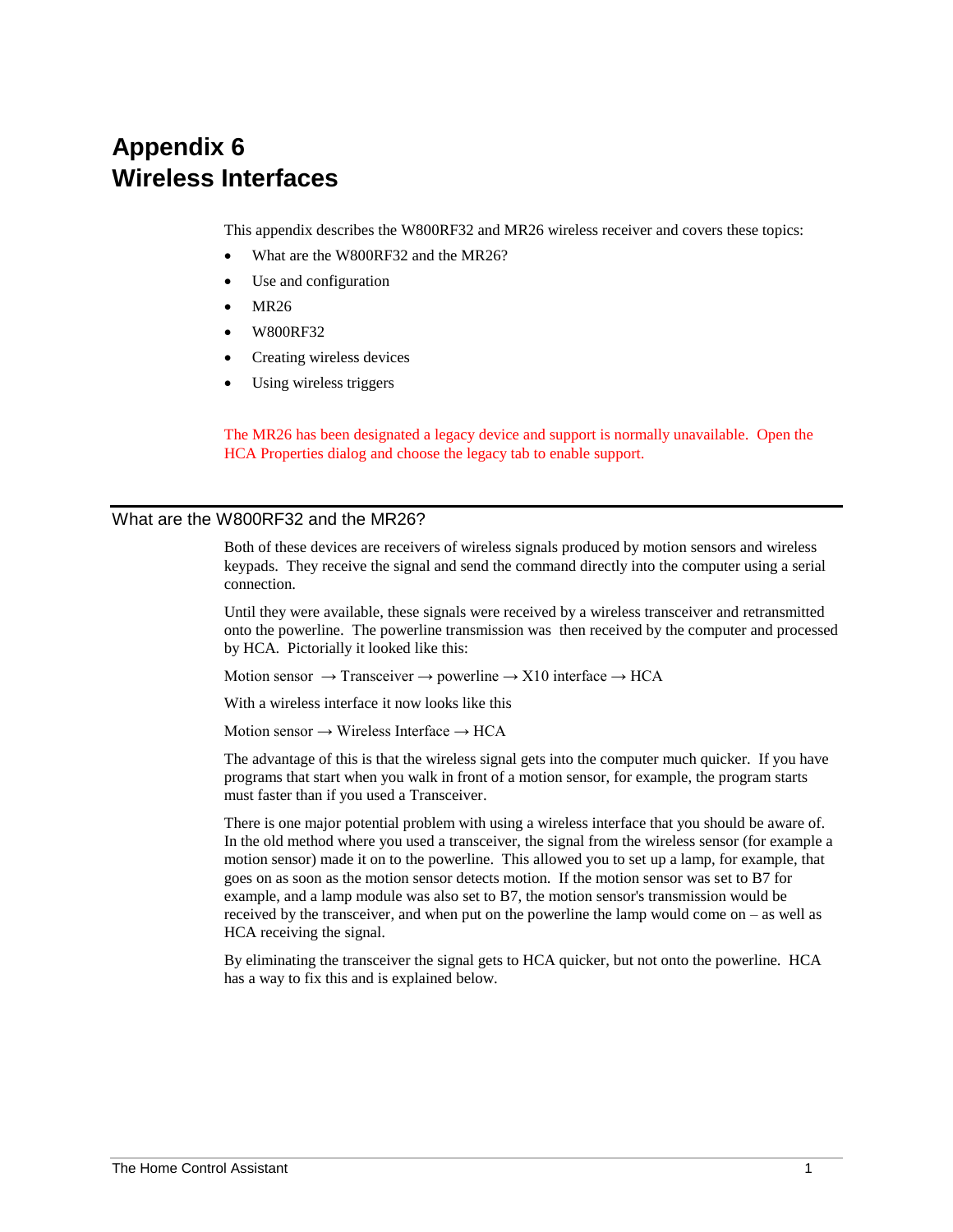# Appendix 6
# Wireless Interfaces

This appendix describes the W800RF32 and MR26 wireless receiver and covers these topics:

- What are the W800RF32 and the MR26?
- Use and configuration
- MR26
- W800RF32
- Creating wireless devices
- Using wireless triggers

The MR26 has been designated a legacy device and support is normally unavailable. Open the HCA Properties dialog and choose the legacy tab to enable support.

## What are the W800RF32 and the MR26?

Both of these devices are receivers of wireless signals produced by motion sensors and wireless keypads. They receive the signal and send the command directly into the computer using a serial connection.

Until they were available, these signals were received by a wireless transceiver and retransmitted onto the powerline. The powerline transmission was then received by the computer and processed by HCA. Pictorially it looked like this:

Motion sensor → Transceiver → powerline → X10 interface → HCA

With a wireless interface it now looks like this

Motion sensor → Wireless Interface → HCA

The advantage of this is that the wireless signal gets into the computer much quicker. If you have programs that start when you walk in front of a motion sensor, for example, the program starts must faster than if you used a Transceiver.

There is one major potential problem with using a wireless interface that you should be aware of. In the old method where you used a transceiver, the signal from the wireless sensor (for example a motion sensor) made it on to the powerline. This allowed you to set up a lamp, for example, that goes on as soon as the motion sensor detects motion. If the motion sensor was set to B7 for example, and a lamp module was also set to B7, the motion sensor's transmission would be received by the transceiver, and when put on the powerline the lamp would come on – as well as HCA receiving the signal.

By eliminating the transceiver the signal gets to HCA quicker, but not onto the powerline. HCA has a way to fix this and is explained below.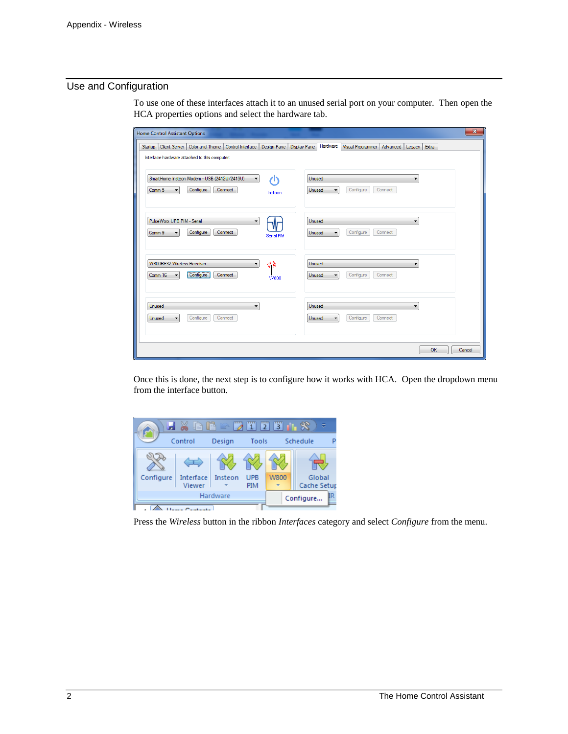## Use and Configuration

To use one of these interfaces attach it to an unused serial port on your computer. Then open the HCA properties options and select the hardware tab.

Once this is done, the next step is to configure how it works with HCA. Open the dropdown menu from the interface button.

Press the *Wireless* button in the ribbon *Interfaces* category and select *Configure* from the menu.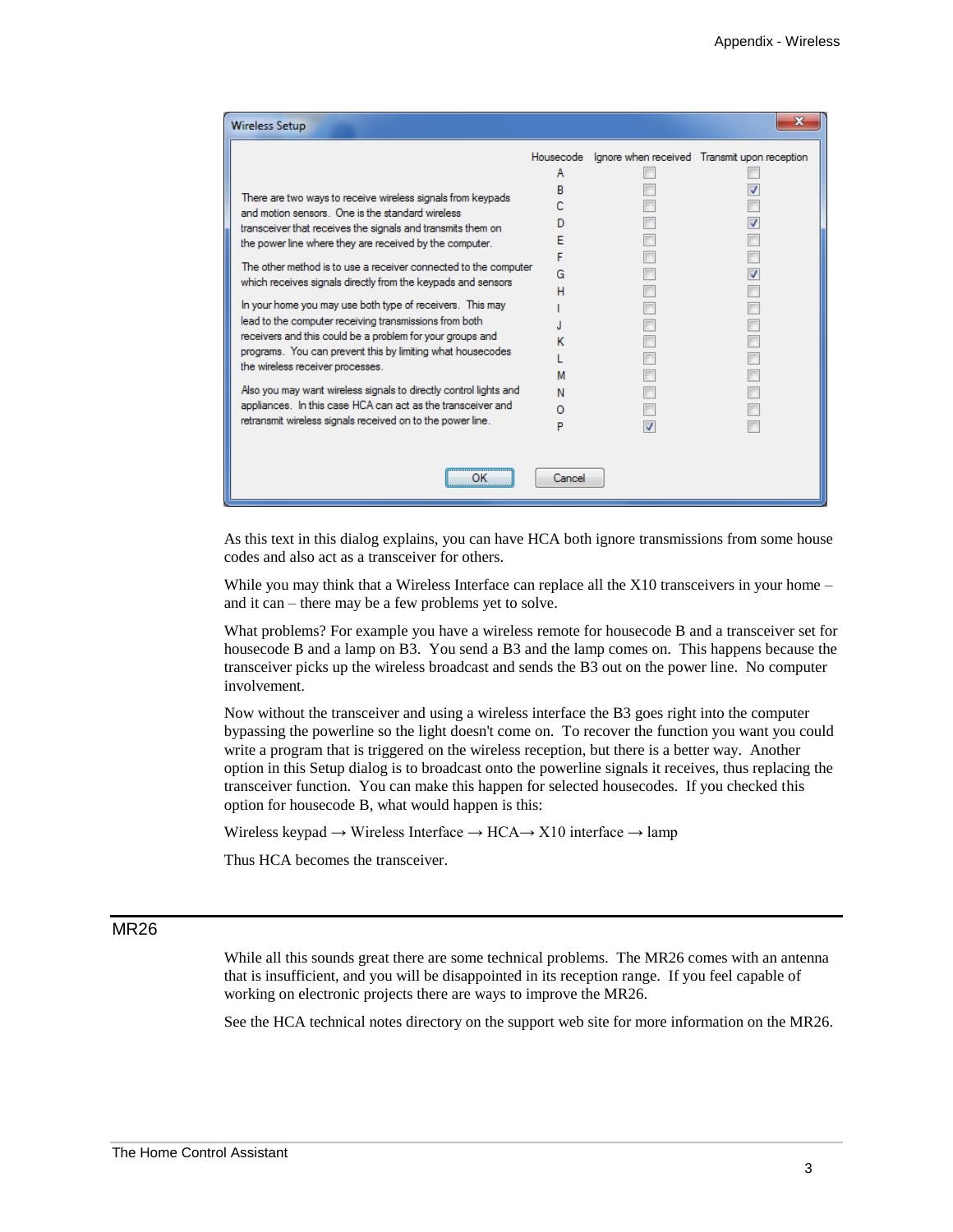**Wireless Setup**

There are two ways to receive wireless signals from keypads and motion sensors. One is the standard wireless transceiver that receives the signals and transmits them on the power line where they are received by the computer.

The other method is to use a receiver connected to the computer which receives signals directly from the keypads and sensors

In your home you may use both type of receivers. This may lead to the computer receiving transmissions from both receivers and this could be a problem for your groups and programs. You can prevent this by limiting what housecodes the wireless receiver processes.

Also you may want wireless signals to directly control lights and appliances. In this case HCA can act as the transceiver and retransmit wireless signals received on to the power line.

| Housecode | Ignore when received | Transmit upon reception |
| --- | --- | --- |
| A | ☐ | ☐ |
| B | ☐ | ☑ |
| C | ☐ | ☐ |
| D | ☐ | ☑ |
| E | ☐ | ☐ |
| F | ☐ | ☐ |
| G | ☐ | ☑ |
| H | ☐ | ☐ |
| I | ☐ | ☐ |
| J | ☐ | ☐ |
| K | ☐ | ☐ |
| L | ☐ | ☐ |
| M | ☐ | ☐ |
| N | ☐ | ☐ |
| O | ☐ | ☐ |
| P | ☑ | ☐ |

OK   Cancel

As this text in this dialog explains, you can have HCA both ignore transmissions from some house codes and also act as a transceiver for others.

While you may think that a Wireless Interface can replace all the X10 transceivers in your home – and it can – there may be a few problems yet to solve.

What problems? For example you have a wireless remote for housecode B and a transceiver set for housecode B and a lamp on B3. You send a B3 and the lamp comes on. This happens because the transceiver picks up the wireless broadcast and sends the B3 out on the power line. No computer involvement.

Now without the transceiver and using a wireless interface the B3 goes right into the computer bypassing the powerline so the light doesn't come on. To recover the function you want you could write a program that is triggered on the wireless reception, but there is a better way. Another option in this Setup dialog is to broadcast onto the powerline signals it receives, thus replacing the transceiver function. You can make this happen for selected housecodes. If you checked this option for housecode B, what would happen is this:

Wireless keypad → Wireless Interface → HCA→ X10 interface → lamp

Thus HCA becomes the transceiver.

## MR26

While all this sounds great there are some technical problems. The MR26 comes with an antenna that is insufficient, and you will be disappointed in its reception range. If you feel capable of working on electronic projects there are ways to improve the MR26.

See the HCA technical notes directory on the support web site for more information on the MR26.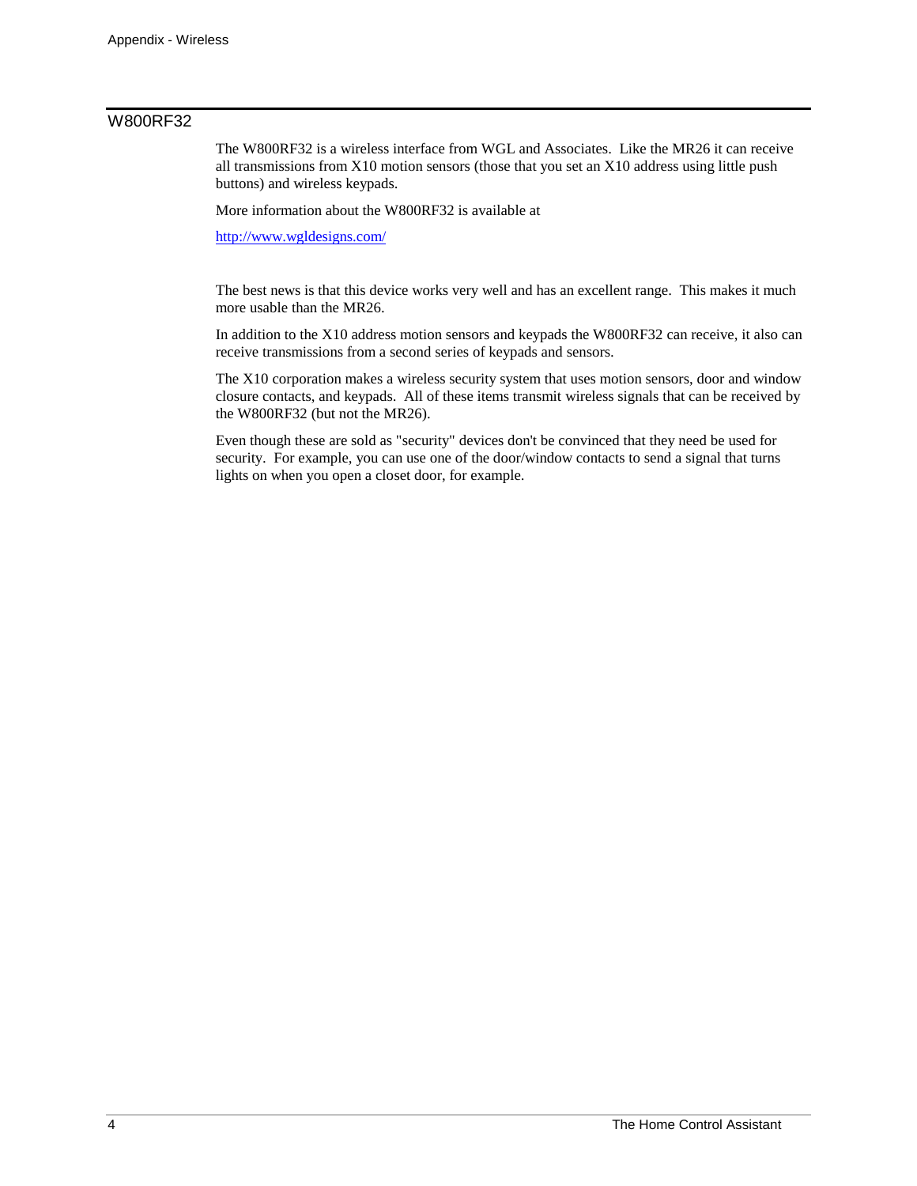## W800RF32

The W800RF32 is a wireless interface from WGL and Associates. Like the MR26 it can receive all transmissions from X10 motion sensors (those that you set an X10 address using little push buttons) and wireless keypads.

More information about the W800RF32 is available at

http://www.wgldesigns.com/

The best news is that this device works very well and has an excellent range. This makes it much more usable than the MR26.

In addition to the X10 address motion sensors and keypads the W800RF32 can receive, it also can receive transmissions from a second series of keypads and sensors.

The X10 corporation makes a wireless security system that uses motion sensors, door and window closure contacts, and keypads. All of these items transmit wireless signals that can be received by the W800RF32 (but not the MR26).

Even though these are sold as "security" devices don't be convinced that they need be used for security. For example, you can use one of the door/window contacts to send a signal that turns lights on when you open a closet door, for example.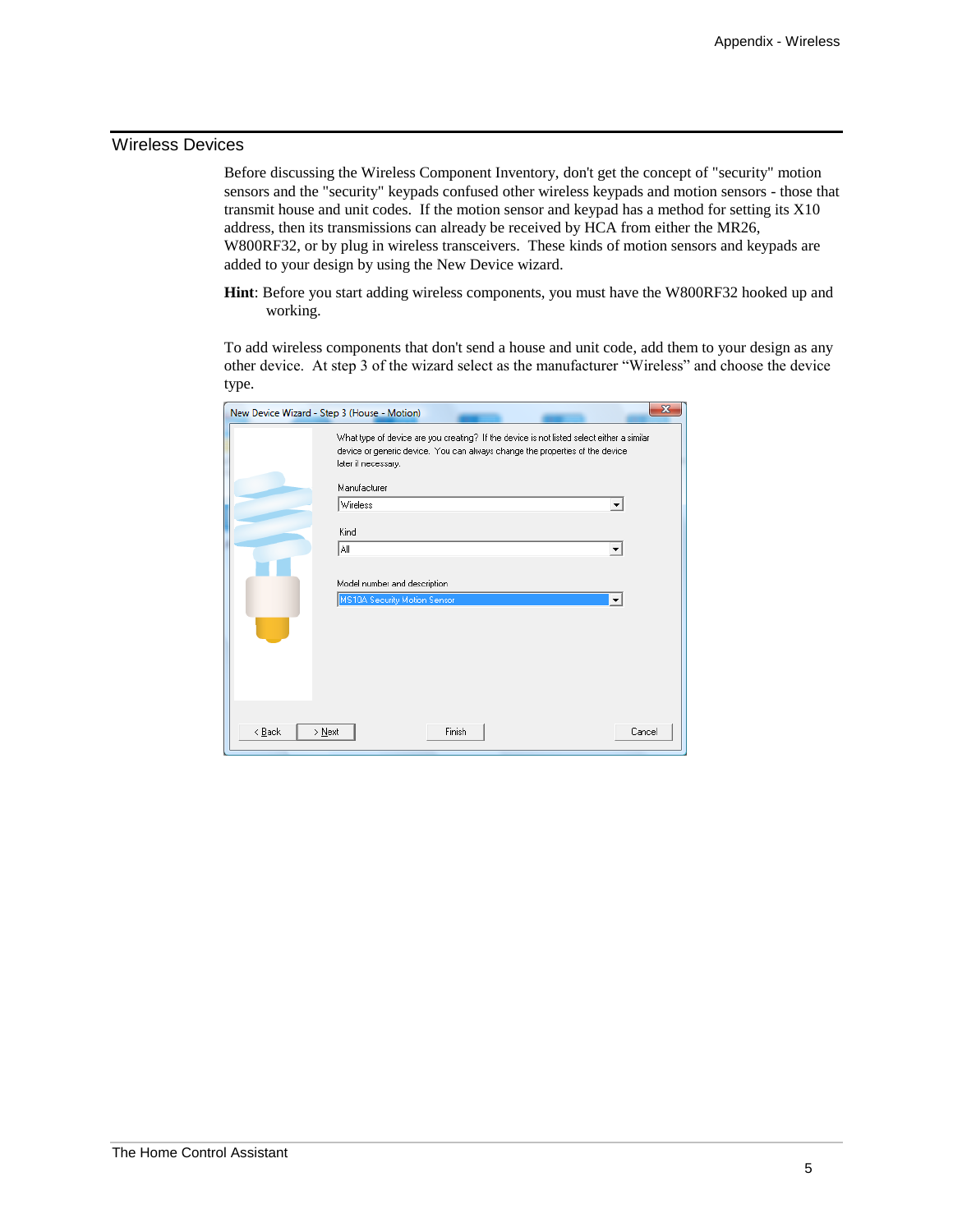## Wireless Devices

Before discussing the Wireless Component Inventory, don't get the concept of "security" motion sensors and the "security" keypads confused other wireless keypads and motion sensors - those that transmit house and unit codes. If the motion sensor and keypad has a method for setting its X10 address, then its transmissions can already be received by HCA from either the MR26, W800RF32, or by plug in wireless transceivers. These kinds of motion sensors and keypads are added to your design by using the New Device wizard.

**Hint**: Before you start adding wireless components, you must have the W800RF32 hooked up and working.

To add wireless components that don't send a house and unit code, add them to your design as any other device. At step 3 of the wizard select as the manufacturer "Wireless" and choose the device type.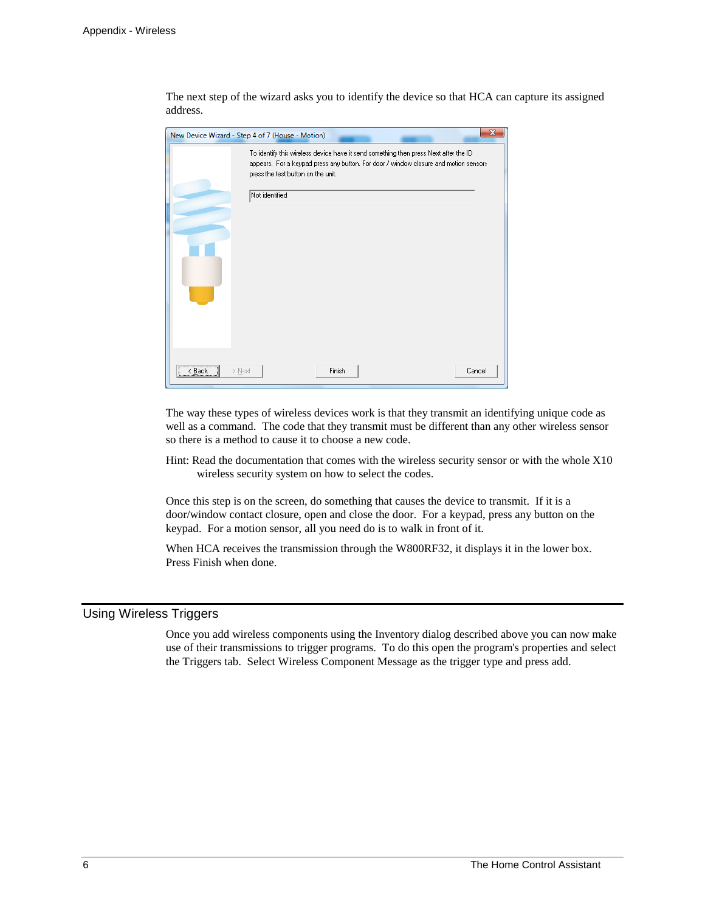The next step of the wizard asks you to identify the device so that HCA can capture its assigned address.

The way these types of wireless devices work is that they transmit an identifying unique code as well as a command. The code that they transmit must be different than any other wireless sensor so there is a method to cause it to choose a new code.

Hint: Read the documentation that comes with the wireless security sensor or with the whole X10 wireless security system on how to select the codes.

Once this step is on the screen, do something that causes the device to transmit. If it is a door/window contact closure, open and close the door. For a keypad, press any button on the keypad. For a motion sensor, all you need do is to walk in front of it.

When HCA receives the transmission through the W800RF32, it displays it in the lower box. Press Finish when done.

## Using Wireless Triggers

Once you add wireless components using the Inventory dialog described above you can now make use of their transmissions to trigger programs. To do this open the program's properties and select the Triggers tab. Select Wireless Component Message as the trigger type and press add.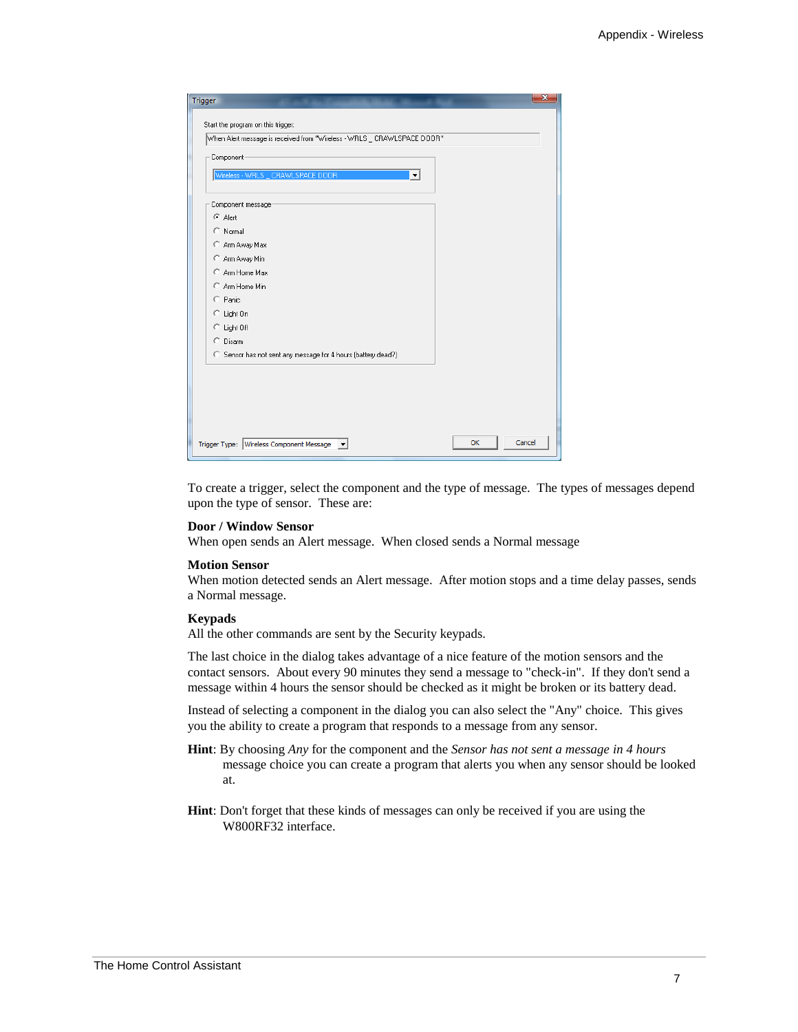To create a trigger, select the component and the type of message. The types of messages depend upon the type of sensor. These are:

**Door / Window Sensor**
When open sends an Alert message. When closed sends a Normal message

**Motion Sensor**
When motion detected sends an Alert message. After motion stops and a time delay passes, sends a Normal message.

**Keypads**
All the other commands are sent by the Security keypads.

The last choice in the dialog takes advantage of a nice feature of the motion sensors and the contact sensors. About every 90 minutes they send a message to "check-in". If they don't send a message within 4 hours the sensor should be checked as it might be broken or its battery dead.

Instead of selecting a component in the dialog you can also select the "Any" choice. This gives you the ability to create a program that responds to a message from any sensor.

**Hint**: By choosing *Any* for the component and the *Sensor has not sent a message in 4 hours* message choice you can create a program that alerts you when any sensor should be looked at.

**Hint**: Don't forget that these kinds of messages can only be received if you are using the W800RF32 interface.